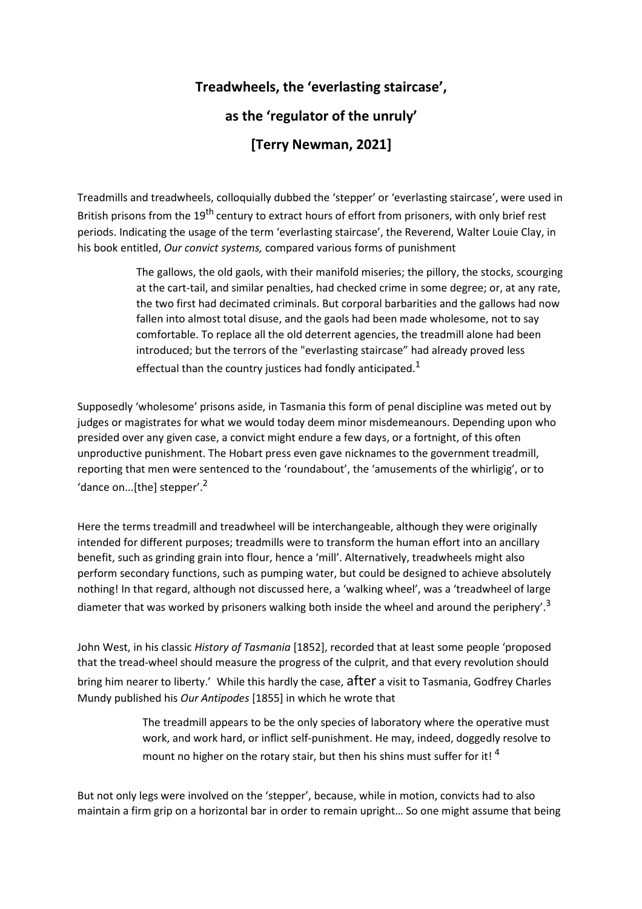**Treadwheels, the 'everlasting staircase',**

**as the 'regulator of the unruly'**

**[Terry Newman, 2021]**

Treadmills and treadwheels, colloquially dubbed the 'stepper' or 'everlasting staircase', were used in British prisons from the 19th century to extract hours of effort from prisoners, with only brief rest periods. Indicating the usage of the term 'everlasting staircase', the Reverend, Walter Louie Clay, in his book entitled, *Our convict systems,* compared various forms of punishment

> The gallows, the old gaols, with their manifold miseries; the pillory, the stocks, scourging at the cart-tail, and similar penalties, had checked crime in some degree; or, at any rate, the two first had decimated criminals. But corporal barbarities and the gallows had now fallen into almost total disuse, and the gaols had been made wholesome, not to say comfortable. To replace all the old deterrent agencies, the treadmill alone had been introduced; but the terrors of the "everlasting staircase" had already proved less effectual than the country justices had fondly anticipated.[1]

Supposedly 'wholesome' prisons aside, in Tasmania this form of penal discipline was meted out by judges or magistrates for what we would today deem minor misdemeanours. Depending upon who presided over any given case, a convict might endure a few days, or a fortnight, of this often unproductive punishment. The Hobart press even gave nicknames to the government treadmill, reporting that men were sentenced to the 'roundabout', the 'amusements of the whirligig', or to 'dance on...[the] stepper'.[2]

Here the terms treadmill and treadwheel will be interchangeable, although they were originally intended for different purposes; treadmills were to transform the human effort into an ancillary benefit, such as grinding grain into flour, hence a 'mill'. Alternatively, treadwheels might also perform secondary functions, such as pumping water, but could be designed to achieve absolutely nothing! In that regard, although not discussed here, a 'walking wheel', was a 'treadwheel of large diameter that was worked by prisoners walking both inside the wheel and around the periphery'.[3]

John West, in his classic *History of Tasmania* [1852], recorded that at least some people 'proposed that the tread-wheel should measure the progress of the culprit, and that every revolution should bring him nearer to liberty.' While this hardly the case, after a visit to Tasmania, Godfrey Charles Mundy published his *Our Antipodes* [1855] in which he wrote that

> The treadmill appears to be the only species of laboratory where the operative must work, and work hard, or inflict self-punishment. He may, indeed, doggedly resolve to mount no higher on the rotary stair, but then his shins must suffer for it! [4]

But not only legs were involved on the 'stepper', because, while in motion, convicts had to also maintain a firm grip on a horizontal bar in order to remain upright… So one might assume that being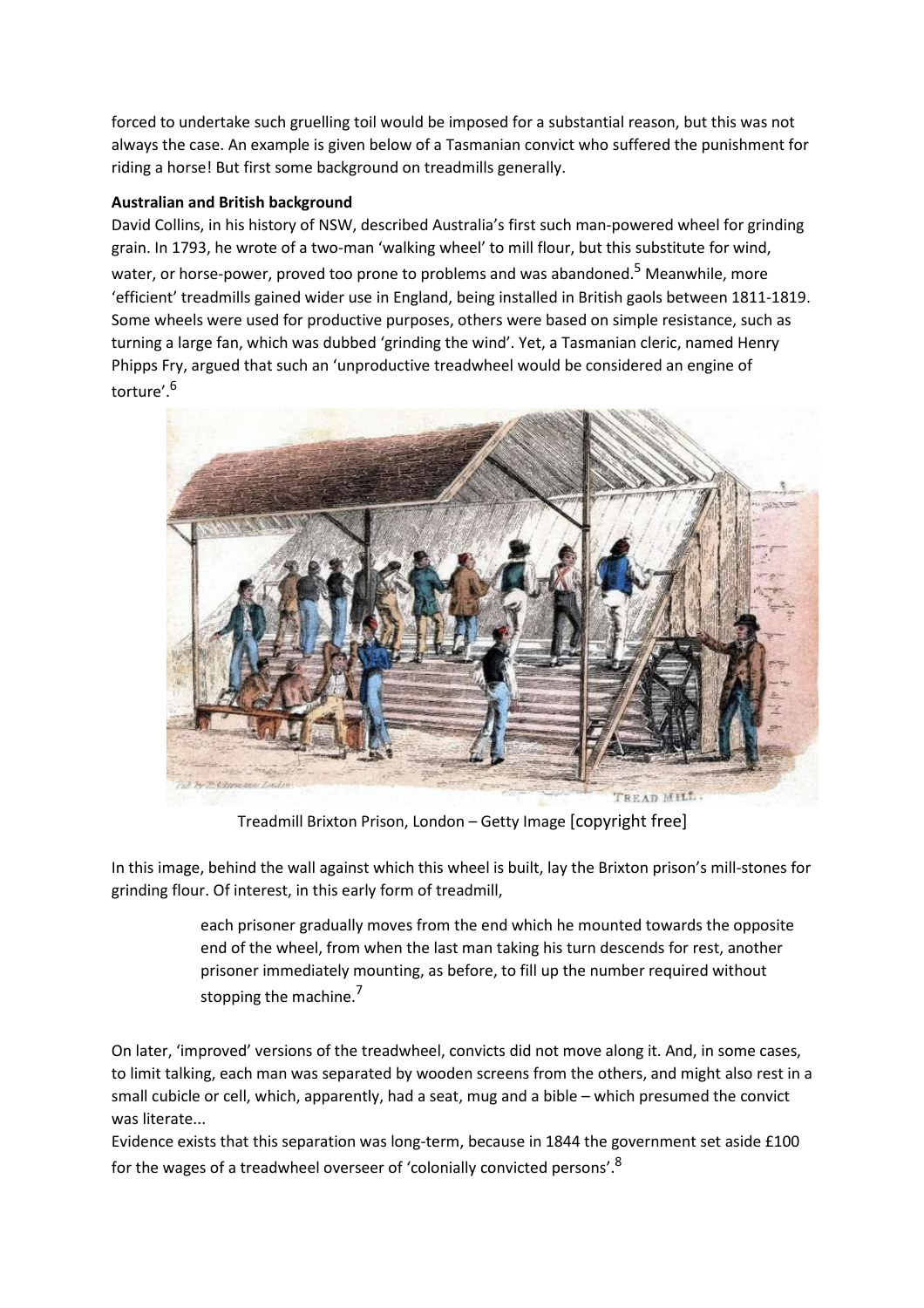forced to undertake such gruelling toil would be imposed for a substantial reason, but this was not always the case. An example is given below of a Tasmanian convict who suffered the punishment for riding a horse! But first some background on treadmills generally.

**Australian and British background**

David Collins, in his history of NSW, described Australia's first such man-powered wheel for grinding grain. In 1793, he wrote of a two-man 'walking wheel' to mill flour, but this substitute for wind, water, or horse-power, proved too prone to problems and was abandoned.[5] Meanwhile, more 'efficient' treadmills gained wider use in England, being installed in British gaols between 1811-1819. Some wheels were used for productive purposes, others were based on simple resistance, such as turning a large fan, which was dubbed 'grinding the wind'. Yet, a Tasmanian cleric, named Henry Phipps Fry, argued that such an 'unproductive treadwheel would be considered an engine of torture'.[6]

Treadmill Brixton Prison, London – Getty Image [copyright free]

In this image, behind the wall against which this wheel is built, lay the Brixton prison's mill-stones for grinding flour. Of interest, in this early form of treadmill,

> each prisoner gradually moves from the end which he mounted towards the opposite end of the wheel, from when the last man taking his turn descends for rest, another prisoner immediately mounting, as before, to fill up the number required without stopping the machine.[7]

On later, 'improved' versions of the treadwheel, convicts did not move along it. And, in some cases, to limit talking, each man was separated by wooden screens from the others, and might also rest in a small cubicle or cell, which, apparently, had a seat, mug and a bible – which presumed the convict was literate...

Evidence exists that this separation was long-term, because in 1844 the government set aside £100 for the wages of a treadwheel overseer of 'colonially convicted persons'.[8]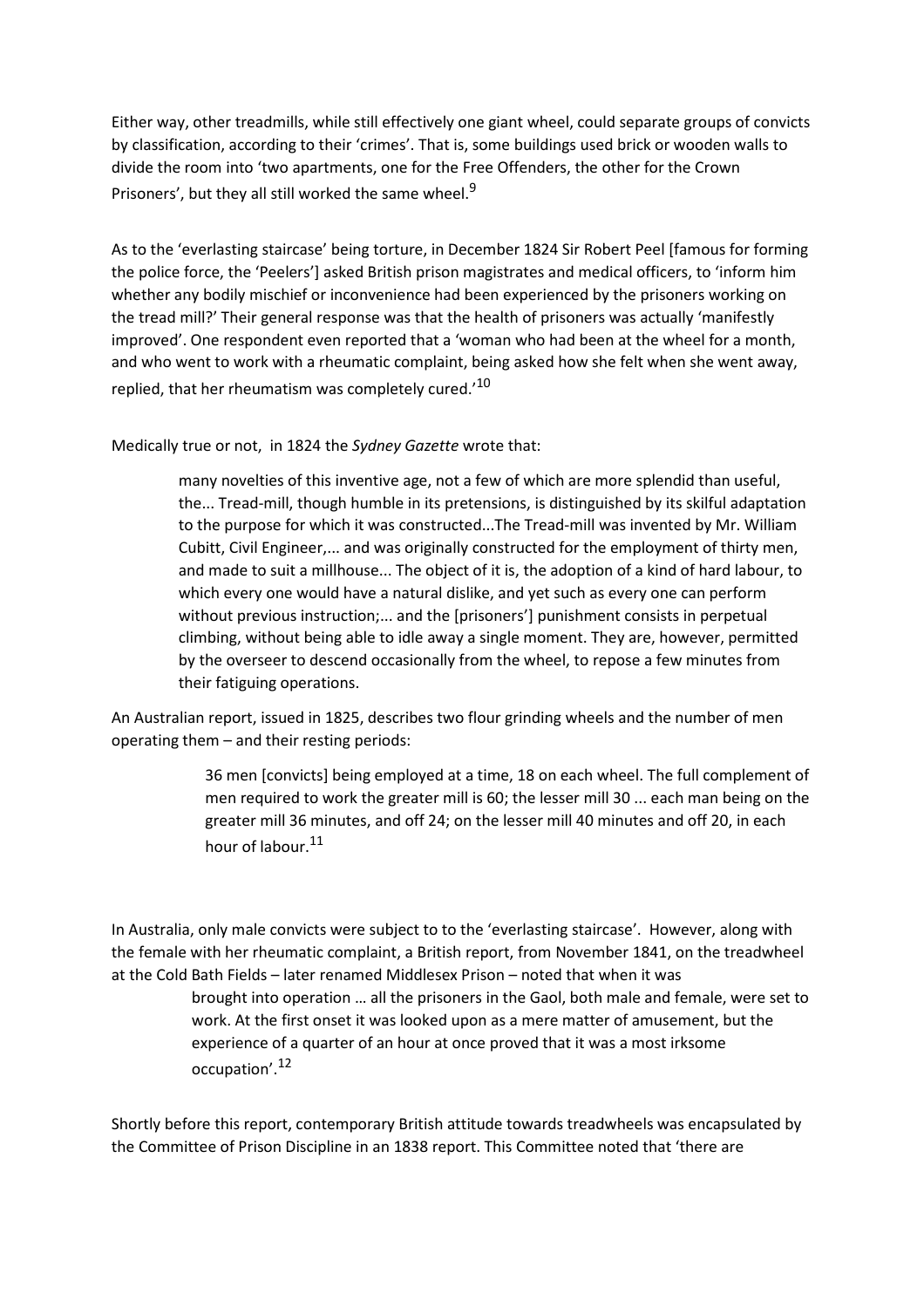Either way, other treadmills, while still effectively one giant wheel, could separate groups of convicts by classification, according to their 'crimes'. That is, some buildings used brick or wooden walls to divide the room into 'two apartments, one for the Free Offenders, the other for the Crown Prisoners', but they all still worked the same wheel.[9]

As to the 'everlasting staircase' being torture, in December 1824 Sir Robert Peel [famous for forming the police force, the 'Peelers'] asked British prison magistrates and medical officers, to 'inform him whether any bodily mischief or inconvenience had been experienced by the prisoners working on the tread mill?' Their general response was that the health of prisoners was actually 'manifestly improved'. One respondent even reported that a 'woman who had been at the wheel for a month, and who went to work with a rheumatic complaint, being asked how she felt when she went away, replied, that her rheumatism was completely cured.'[10]

Medically true or not, in 1824 the *Sydney Gazette* wrote that:

> many novelties of this inventive age, not a few of which are more splendid than useful, the... Tread-mill, though humble in its pretensions, is distinguished by its skilful adaptation to the purpose for which it was constructed...The Tread-mill was invented by Mr. William Cubitt, Civil Engineer,... and was originally constructed for the employment of thirty men, and made to suit a millhouse... The object of it is, the adoption of a kind of hard labour, to which every one would have a natural dislike, and yet such as every one can perform without previous instruction;... and the [prisoners'] punishment consists in perpetual climbing, without being able to idle away a single moment. They are, however, permitted by the overseer to descend occasionally from the wheel, to repose a few minutes from their fatiguing operations.

An Australian report, issued in 1825, describes two flour grinding wheels and the number of men operating them – and their resting periods:

> 36 men [convicts] being employed at a time, 18 on each wheel. The full complement of men required to work the greater mill is 60; the lesser mill 30 ... each man being on the greater mill 36 minutes, and off 24; on the lesser mill 40 minutes and off 20, in each hour of labour.[11]

In Australia, only male convicts were subject to to the 'everlasting staircase'. However, along with the female with her rheumatic complaint, a British report, from November 1841, on the treadwheel at the Cold Bath Fields – later renamed Middlesex Prison – noted that when it was

> brought into operation … all the prisoners in the Gaol, both male and female, were set to work. At the first onset it was looked upon as a mere matter of amusement, but the experience of a quarter of an hour at once proved that it was a most irksome occupation'.[12]

Shortly before this report, contemporary British attitude towards treadwheels was encapsulated by the Committee of Prison Discipline in an 1838 report. This Committee noted that 'there are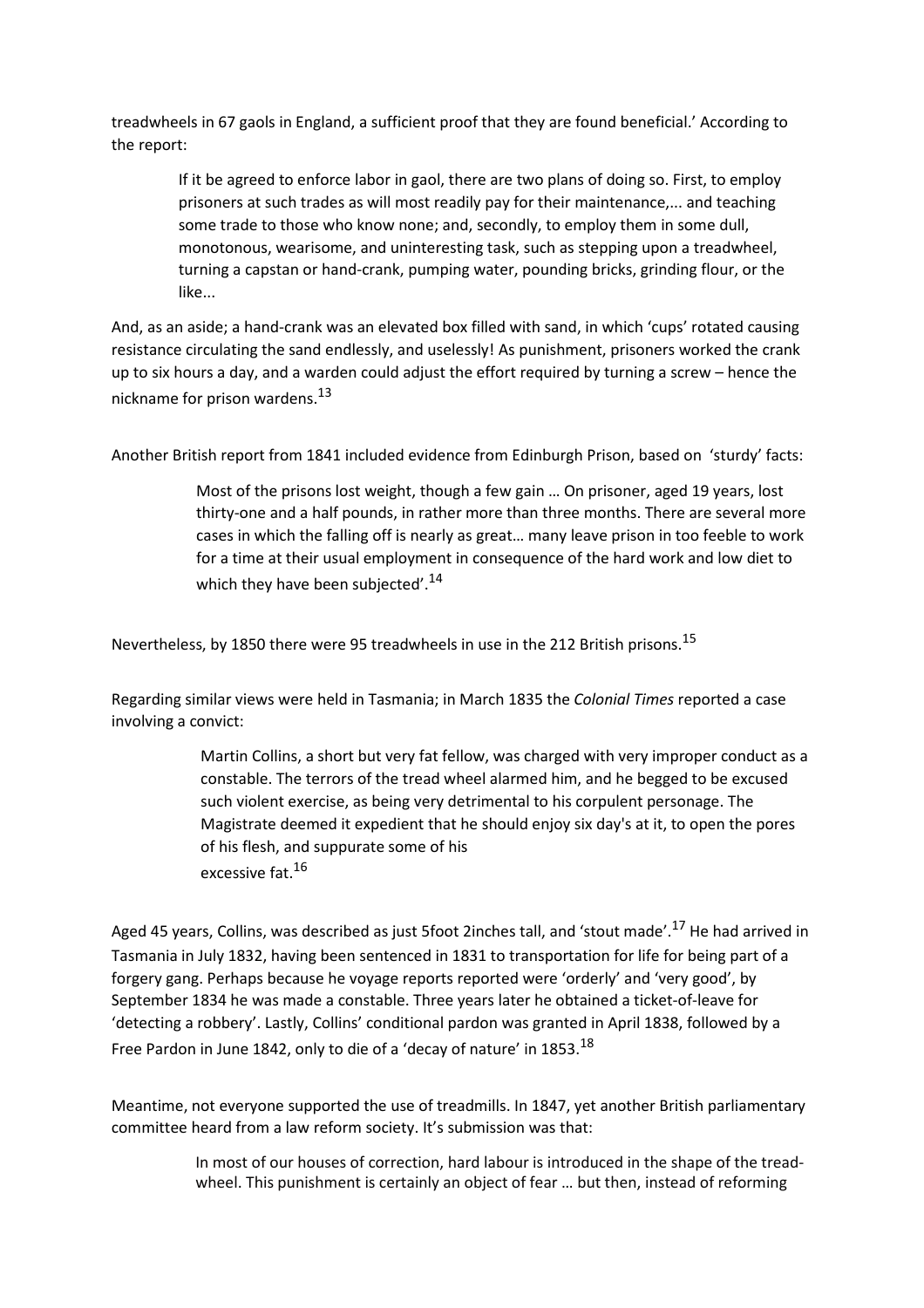treadwheels in 67 gaols in England, a sufficient proof that they are found beneficial.' According to the report:

> If it be agreed to enforce labor in gaol, there are two plans of doing so. First, to employ prisoners at such trades as will most readily pay for their maintenance,... and teaching some trade to those who know none; and, secondly, to employ them in some dull, monotonous, wearisome, and uninteresting task, such as stepping upon a treadwheel, turning a capstan or hand-crank, pumping water, pounding bricks, grinding flour, or the like...

And, as an aside; a hand-crank was an elevated box filled with sand, in which 'cups' rotated causing resistance circulating the sand endlessly, and uselessly! As punishment, prisoners worked the crank up to six hours a day, and a warden could adjust the effort required by turning a screw – hence the nickname for prison wardens.[13]

Another British report from 1841 included evidence from Edinburgh Prison, based on 'sturdy' facts:

> Most of the prisons lost weight, though a few gain … On prisoner, aged 19 years, lost thirty-one and a half pounds, in rather more than three months. There are several more cases in which the falling off is nearly as great… many leave prison in too feeble to work for a time at their usual employment in consequence of the hard work and low diet to which they have been subjected'.[14]

Nevertheless, by 1850 there were 95 treadwheels in use in the 212 British prisons.[15]

Regarding similar views were held in Tasmania; in March 1835 the *Colonial Times* reported a case involving a convict:

> Martin Collins, a short but very fat fellow, was charged with very improper conduct as a constable. The terrors of the tread wheel alarmed him, and he begged to be excused such violent exercise, as being very detrimental to his corpulent personage. The Magistrate deemed it expedient that he should enjoy six day's at it, to open the pores of his flesh, and suppurate some of his excessive fat.[16]

Aged 45 years, Collins, was described as just 5foot 2inches tall, and 'stout made'.[17] He had arrived in Tasmania in July 1832, having been sentenced in 1831 to transportation for life for being part of a forgery gang. Perhaps because he voyage reports reported were 'orderly' and 'very good', by September 1834 he was made a constable. Three years later he obtained a ticket-of-leave for 'detecting a robbery'. Lastly, Collins' conditional pardon was granted in April 1838, followed by a Free Pardon in June 1842, only to die of a 'decay of nature' in 1853.[18]

Meantime, not everyone supported the use of treadmills. In 1847, yet another British parliamentary committee heard from a law reform society. It's submission was that:

> In most of our houses of correction, hard labour is introduced in the shape of the tread-wheel. This punishment is certainly an object of fear … but then, instead of reforming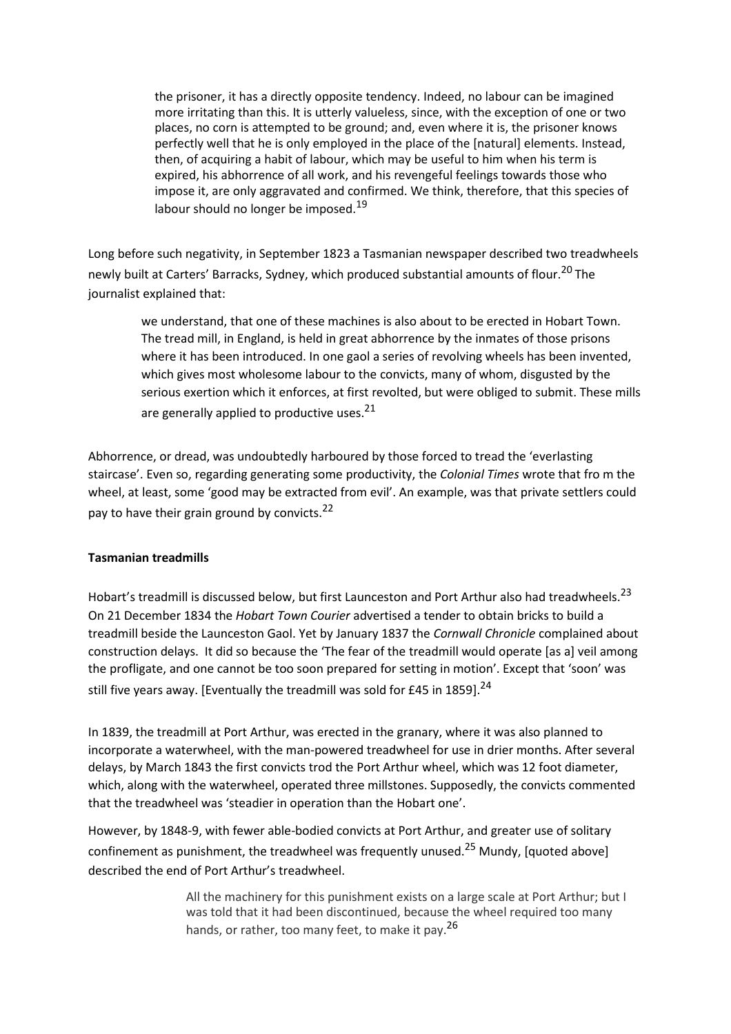> the prisoner, it has a directly opposite tendency. Indeed, no labour can be imagined more irritating than this. It is utterly valueless, since, with the exception of one or two places, no corn is attempted to be ground; and, even where it is, the prisoner knows perfectly well that he is only employed in the place of the [natural] elements. Instead, then, of acquiring a habit of labour, which may be useful to him when his term is expired, his abhorrence of all work, and his revengeful feelings towards those who impose it, are only aggravated and confirmed. We think, therefore, that this species of labour should no longer be imposed.[19]

Long before such negativity, in September 1823 a Tasmanian newspaper described two treadwheels newly built at Carters' Barracks, Sydney, which produced substantial amounts of flour.[20] The journalist explained that:

> we understand, that one of these machines is also about to be erected in Hobart Town. The tread mill, in England, is held in great abhorrence by the inmates of those prisons where it has been introduced. In one gaol a series of revolving wheels has been invented, which gives most wholesome labour to the convicts, many of whom, disgusted by the serious exertion which it enforces, at first revolted, but were obliged to submit. These mills are generally applied to productive uses.[21]

Abhorrence, or dread, was undoubtedly harboured by those forced to tread the 'everlasting staircase'. Even so, regarding generating some productivity, the *Colonial Times* wrote that fro m the wheel, at least, some 'good may be extracted from evil'. An example, was that private settlers could pay to have their grain ground by convicts.[22]

**Tasmanian treadmills**

Hobart's treadmill is discussed below, but first Launceston and Port Arthur also had treadwheels.[23] On 21 December 1834 the *Hobart Town Courier* advertised a tender to obtain bricks to build a treadmill beside the Launceston Gaol. Yet by January 1837 the *Cornwall Chronicle* complained about construction delays. It did so because the 'The fear of the treadmill would operate [as a] veil among the profligate, and one cannot be too soon prepared for setting in motion'. Except that 'soon' was still five years away. [Eventually the treadmill was sold for £45 in 1859].[24]

In 1839, the treadmill at Port Arthur, was erected in the granary, where it was also planned to incorporate a waterwheel, with the man-powered treadwheel for use in drier months. After several delays, by March 1843 the first convicts trod the Port Arthur wheel, which was 12 foot diameter, which, along with the waterwheel, operated three millstones. Supposedly, the convicts commented that the treadwheel was 'steadier in operation than the Hobart one'.

However, by 1848-9, with fewer able-bodied convicts at Port Arthur, and greater use of solitary confinement as punishment, the treadwheel was frequently unused.[25] Mundy, [quoted above] described the end of Port Arthur's treadwheel.

> All the machinery for this punishment exists on a large scale at Port Arthur; but I was told that it had been discontinued, because the wheel required too many hands, or rather, too many feet, to make it pay.[26]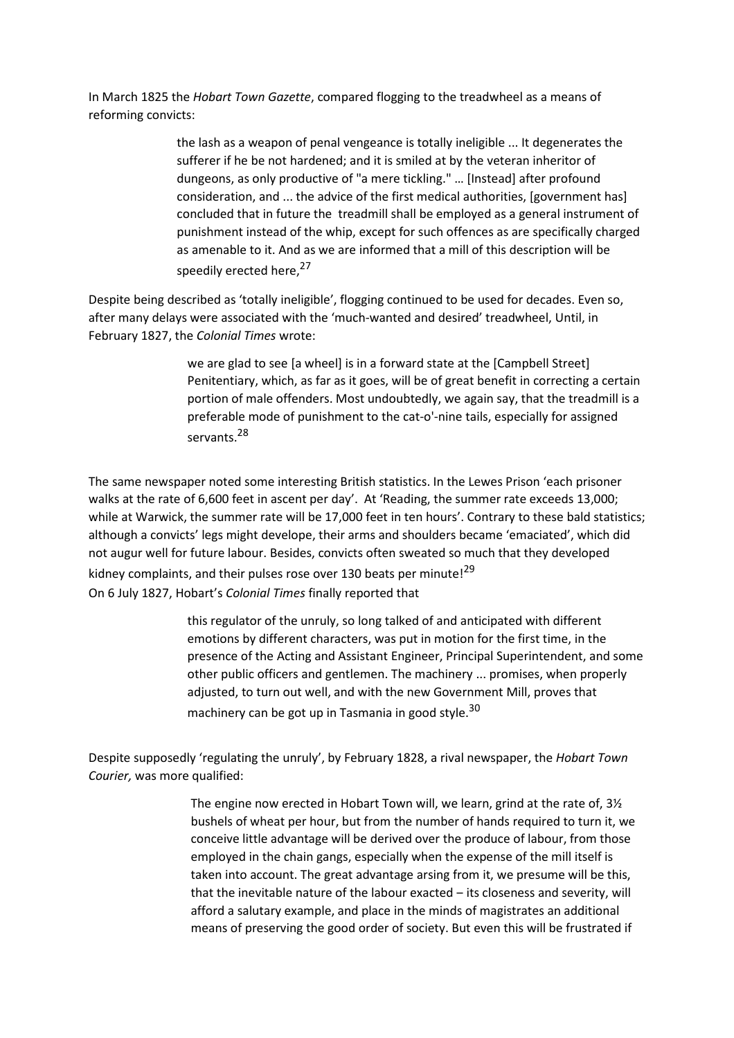In March 1825 the *Hobart Town Gazette*, compared flogging to the treadwheel as a means of reforming convicts:

> the lash as a weapon of penal vengeance is totally ineligible ... It degenerates the sufferer if he be not hardened; and it is smiled at by the veteran inheritor of dungeons, as only productive of "a mere tickling." … [Instead] after profound consideration, and ... the advice of the first medical authorities, [government has] concluded that in future the treadmill shall be employed as a general instrument of punishment instead of the whip, except for such offences as are specifically charged as amenable to it. And as we are informed that a mill of this description will be speedily erected here,[27]

Despite being described as 'totally ineligible', flogging continued to be used for decades. Even so, after many delays were associated with the 'much-wanted and desired' treadwheel, Until, in February 1827, the *Colonial Times* wrote:

> we are glad to see [a wheel] is in a forward state at the [Campbell Street] Penitentiary, which, as far as it goes, will be of great benefit in correcting a certain portion of male offenders. Most undoubtedly, we again say, that the treadmill is a preferable mode of punishment to the cat-o'-nine tails, especially for assigned servants.[28]

The same newspaper noted some interesting British statistics. In the Lewes Prison 'each prisoner walks at the rate of 6,600 feet in ascent per day'. At 'Reading, the summer rate exceeds 13,000; while at Warwick, the summer rate will be 17,000 feet in ten hours'. Contrary to these bald statistics; although a convicts' legs might develope, their arms and shoulders became 'emaciated', which did not augur well for future labour. Besides, convicts often sweated so much that they developed kidney complaints, and their pulses rose over 130 beats per minute![29]

On 6 July 1827, Hobart's *Colonial Times* finally reported that

> this regulator of the unruly, so long talked of and anticipated with different emotions by different characters, was put in motion for the first time, in the presence of the Acting and Assistant Engineer, Principal Superintendent, and some other public officers and gentlemen. The machinery ... promises, when properly adjusted, to turn out well, and with the new Government Mill, proves that machinery can be got up in Tasmania in good style.[30]

Despite supposedly 'regulating the unruly', by February 1828, a rival newspaper, the *Hobart Town Courier,* was more qualified:

> The engine now erected in Hobart Town will, we learn, grind at the rate of, 3½ bushels of wheat per hour, but from the number of hands required to turn it, we conceive little advantage will be derived over the produce of labour, from those employed in the chain gangs, especially when the expense of the mill itself is taken into account. The great advantage arsing from it, we presume will be this, that the inevitable nature of the labour exacted – its closeness and severity, will afford a salutary example, and place in the minds of magistrates an additional means of preserving the good order of society. But even this will be frustrated if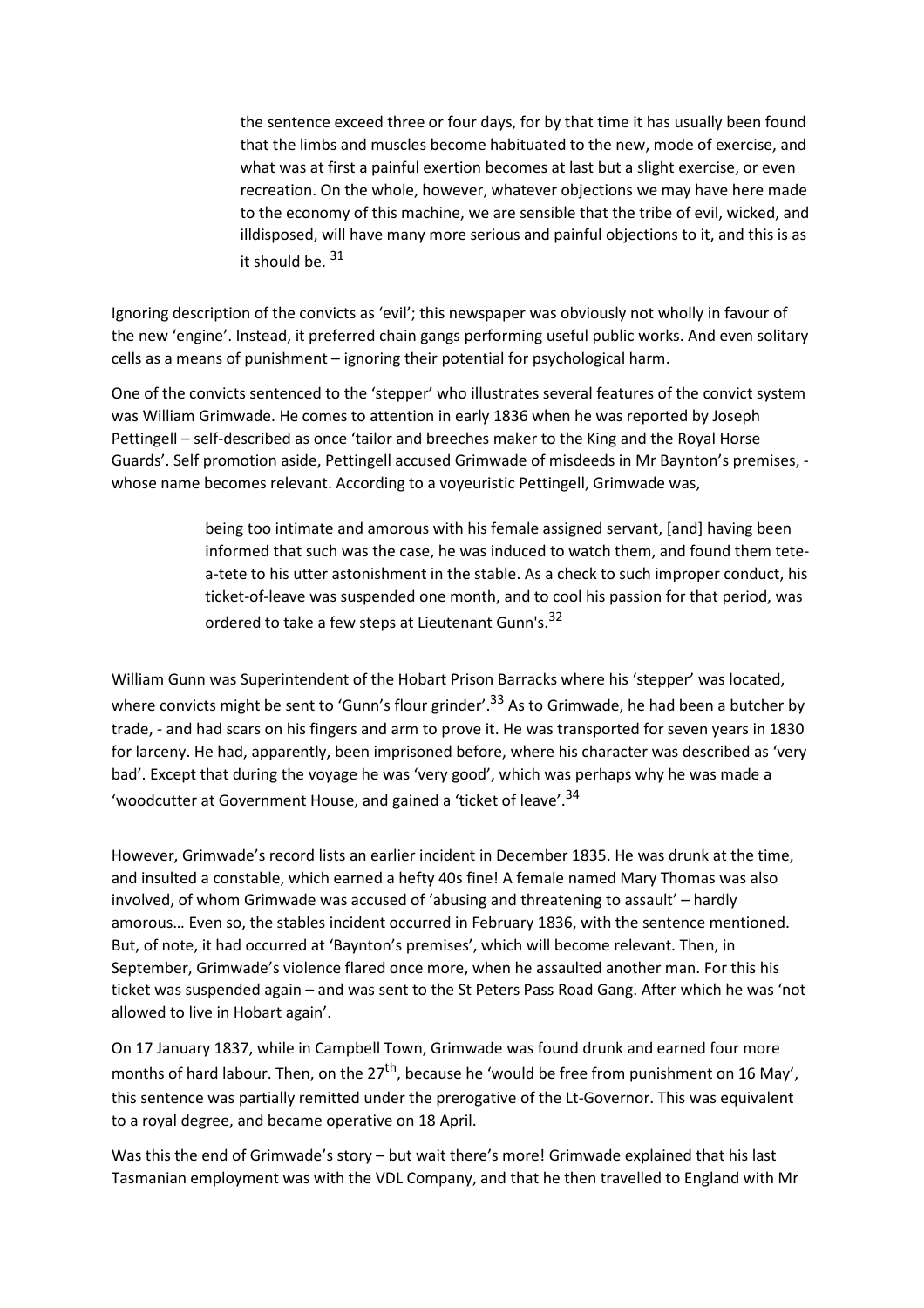> the sentence exceed three or four days, for by that time it has usually been found that the limbs and muscles become habituated to the new, mode of exercise, and what was at first a painful exertion becomes at last but a slight exercise, or even recreation. On the whole, however, whatever objections we may have here made to the economy of this machine, we are sensible that the tribe of evil, wicked, and illdisposed, will have many more serious and painful objections to it, and this is as it should be. [31]

Ignoring description of the convicts as 'evil'; this newspaper was obviously not wholly in favour of the new 'engine'. Instead, it preferred chain gangs performing useful public works. And even solitary cells as a means of punishment – ignoring their potential for psychological harm.

One of the convicts sentenced to the 'stepper' who illustrates several features of the convict system was William Grimwade. He comes to attention in early 1836 when he was reported by Joseph Pettingell – self-described as once 'tailor and breeches maker to the King and the Royal Horse Guards'. Self promotion aside, Pettingell accused Grimwade of misdeeds in Mr Baynton's premises, - whose name becomes relevant. According to a voyeuristic Pettingell, Grimwade was,

> being too intimate and amorous with his female assigned servant, [and] having been informed that such was the case, he was induced to watch them, and found them tete-a-tete to his utter astonishment in the stable. As a check to such improper conduct, his ticket-of-leave was suspended one month, and to cool his passion for that period, was ordered to take a few steps at Lieutenant Gunn's.[32]

William Gunn was Superintendent of the Hobart Prison Barracks where his 'stepper' was located, where convicts might be sent to 'Gunn's flour grinder'.[33] As to Grimwade, he had been a butcher by trade, - and had scars on his fingers and arm to prove it. He was transported for seven years in 1830 for larceny. He had, apparently, been imprisoned before, where his character was described as 'very bad'. Except that during the voyage he was 'very good', which was perhaps why he was made a 'woodcutter at Government House, and gained a 'ticket of leave'.[34]

However, Grimwade's record lists an earlier incident in December 1835. He was drunk at the time, and insulted a constable, which earned a hefty 40s fine! A female named Mary Thomas was also involved, of whom Grimwade was accused of 'abusing and threatening to assault' – hardly amorous… Even so, the stables incident occurred in February 1836, with the sentence mentioned. But, of note, it had occurred at 'Baynton's premises', which will become relevant. Then, in September, Grimwade's violence flared once more, when he assaulted another man. For this his ticket was suspended again – and was sent to the St Peters Pass Road Gang. After which he was 'not allowed to live in Hobart again'.

On 17 January 1837, while in Campbell Town, Grimwade was found drunk and earned four more months of hard labour. Then, on the 27th, because he 'would be free from punishment on 16 May', this sentence was partially remitted under the prerogative of the Lt-Governor. This was equivalent to a royal degree, and became operative on 18 April.

Was this the end of Grimwade's story – but wait there's more! Grimwade explained that his last Tasmanian employment was with the VDL Company, and that he then travelled to England with Mr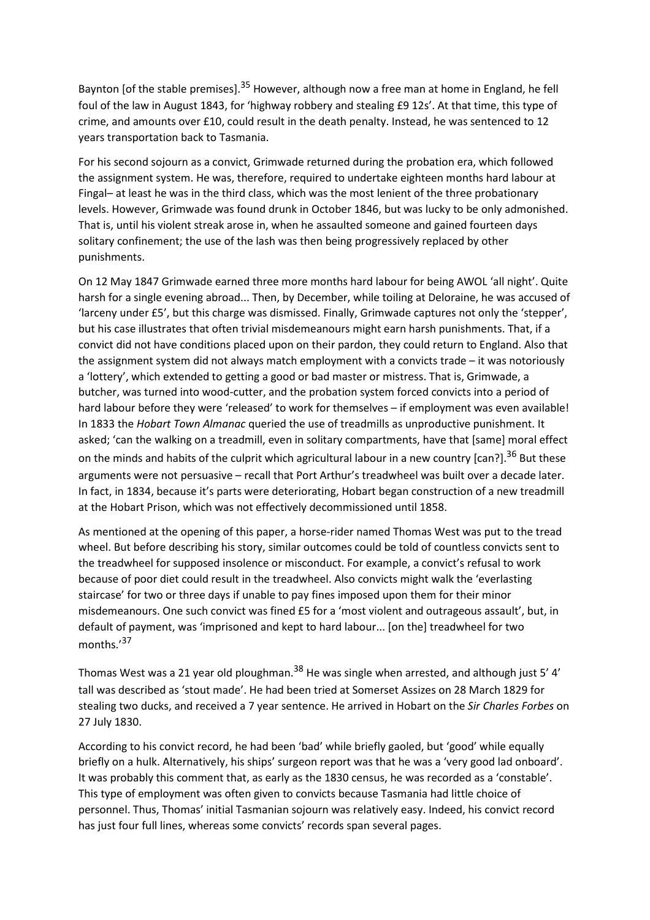Baynton [of the stable premises].[35] However, although now a free man at home in England, he fell foul of the law in August 1843, for 'highway robbery and stealing £9 12s'. At that time, this type of crime, and amounts over £10, could result in the death penalty. Instead, he was sentenced to 12 years transportation back to Tasmania.

For his second sojourn as a convict, Grimwade returned during the probation era, which followed the assignment system. He was, therefore, required to undertake eighteen months hard labour at Fingal– at least he was in the third class, which was the most lenient of the three probationary levels. However, Grimwade was found drunk in October 1846, but was lucky to be only admonished. That is, until his violent streak arose in, when he assaulted someone and gained fourteen days solitary confinement; the use of the lash was then being progressively replaced by other punishments.

On 12 May 1847 Grimwade earned three more months hard labour for being AWOL 'all night'. Quite harsh for a single evening abroad... Then, by December, while toiling at Deloraine, he was accused of 'larceny under £5', but this charge was dismissed. Finally, Grimwade captures not only the 'stepper', but his case illustrates that often trivial misdemeanours might earn harsh punishments. That, if a convict did not have conditions placed upon on their pardon, they could return to England. Also that the assignment system did not always match employment with a convicts trade – it was notoriously a 'lottery', which extended to getting a good or bad master or mistress. That is, Grimwade, a butcher, was turned into wood-cutter, and the probation system forced convicts into a period of hard labour before they were 'released' to work for themselves – if employment was even available! In 1833 the *Hobart Town Almanac* queried the use of treadmills as unproductive punishment. It asked; 'can the walking on a treadmill, even in solitary compartments, have that [same] moral effect on the minds and habits of the culprit which agricultural labour in a new country [can?].[36] But these arguments were not persuasive – recall that Port Arthur's treadwheel was built over a decade later. In fact, in 1834, because it's parts were deteriorating, Hobart began construction of a new treadmill at the Hobart Prison, which was not effectively decommissioned until 1858.

As mentioned at the opening of this paper, a horse-rider named Thomas West was put to the tread wheel. But before describing his story, similar outcomes could be told of countless convicts sent to the treadwheel for supposed insolence or misconduct. For example, a convict's refusal to work because of poor diet could result in the treadwheel. Also convicts might walk the 'everlasting staircase' for two or three days if unable to pay fines imposed upon them for their minor misdemeanours. One such convict was fined £5 for a 'most violent and outrageous assault', but, in default of payment, was 'imprisoned and kept to hard labour... [on the] treadwheel for two months.'[37]

Thomas West was a 21 year old ploughman.[38] He was single when arrested, and although just 5' 4' tall was described as 'stout made'. He had been tried at Somerset Assizes on 28 March 1829 for stealing two ducks, and received a 7 year sentence. He arrived in Hobart on the *Sir Charles Forbes* on 27 July 1830.

According to his convict record, he had been 'bad' while briefly gaoled, but 'good' while equally briefly on a hulk. Alternatively, his ships' surgeon report was that he was a 'very good lad onboard'. It was probably this comment that, as early as the 1830 census, he was recorded as a 'constable'. This type of employment was often given to convicts because Tasmania had little choice of personnel. Thus, Thomas' initial Tasmanian sojourn was relatively easy. Indeed, his convict record has just four full lines, whereas some convicts' records span several pages.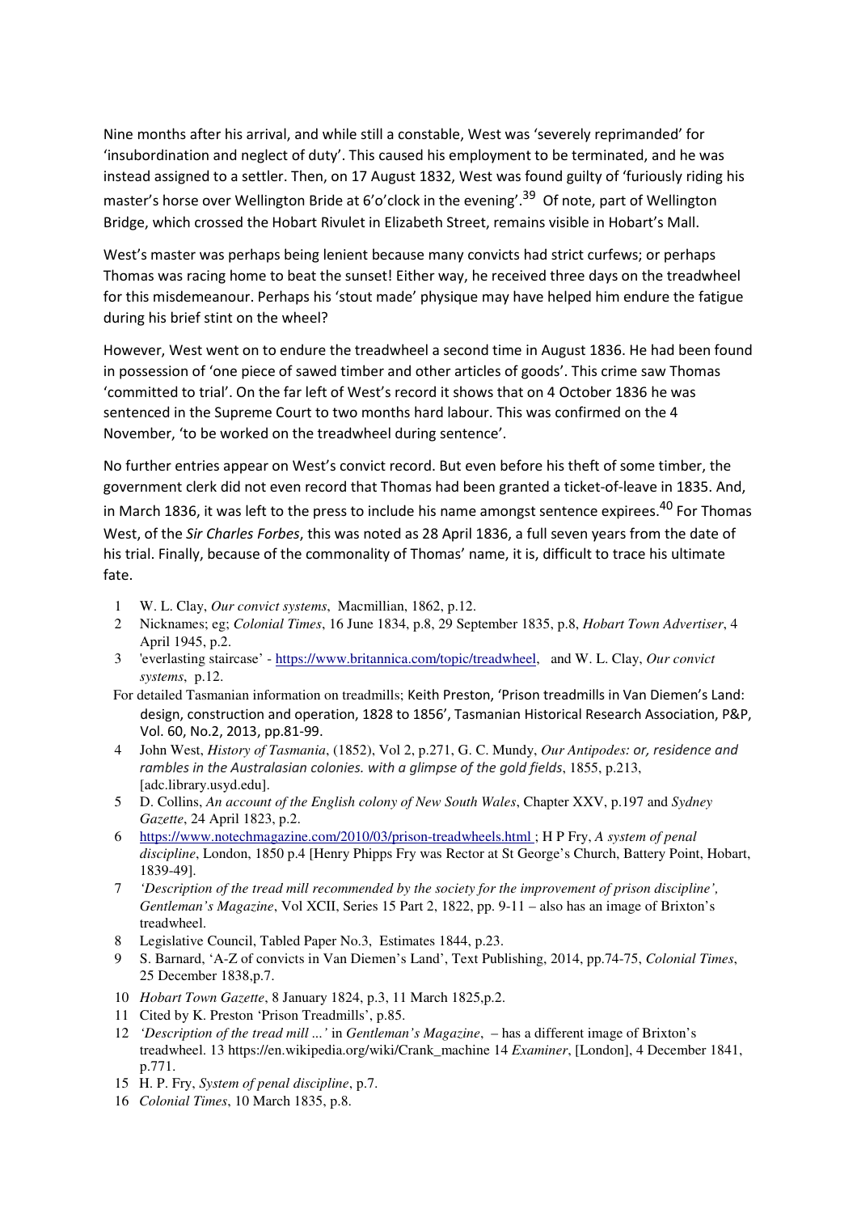Nine months after his arrival, and while still a constable, West was 'severely reprimanded' for 'insubordination and neglect of duty'. This caused his employment to be terminated, and he was instead assigned to a settler. Then, on 17 August 1832, West was found guilty of 'furiously riding his master's horse over Wellington Bride at 6'o'clock in the evening'.[39] Of note, part of Wellington Bridge, which crossed the Hobart Rivulet in Elizabeth Street, remains visible in Hobart's Mall.

West's master was perhaps being lenient because many convicts had strict curfews; or perhaps Thomas was racing home to beat the sunset! Either way, he received three days on the treadwheel for this misdemeanour. Perhaps his 'stout made' physique may have helped him endure the fatigue during his brief stint on the wheel?

However, West went on to endure the treadwheel a second time in August 1836. He had been found in possession of 'one piece of sawed timber and other articles of goods'. This crime saw Thomas 'committed to trial'. On the far left of West's record it shows that on 4 October 1836 he was sentenced in the Supreme Court to two months hard labour. This was confirmed on the 4 November, 'to be worked on the treadwheel during sentence'.

No further entries appear on West's convict record. But even before his theft of some timber, the government clerk did not even record that Thomas had been granted a ticket-of-leave in 1835. And, in March 1836, it was left to the press to include his name amongst sentence expirees.[40] For Thomas West, of the *Sir Charles Forbes*, this was noted as 28 April 1836, a full seven years from the date of his trial. Finally, because of the commonality of Thomas' name, it is, difficult to trace his ultimate fate.

1. W. L. Clay, *Our convict systems*, Macmillian, 1862, p.12.
2. Nicknames; eg; *Colonial Times*, 16 June 1834, p.8, 29 September 1835, p.8, *Hobart Town Advertiser*, 4 April 1945, p.2.
3. 'everlasting staircase' - https://www.britannica.com/topic/treadwheel, and W. L. Clay, *Our convict systems*, p.12.

   For detailed Tasmanian information on treadmills; Keith Preston, 'Prison treadmills in Van Diemen's Land: design, construction and operation, 1828 to 1856', Tasmanian Historical Research Association, P&P, Vol. 60, No.2, 2013, pp.81-99.
4. John West, *History of Tasmania*, (1852), Vol 2, p.271, G. C. Mundy, *Our Antipodes: or, residence and rambles in the Australasian colonies. with a glimpse of the gold fields*, 1855, p.213, [adc.library.usyd.edu].
5. D. Collins, *An account of the English colony of New South Wales*, Chapter XXV, p.197 and *Sydney Gazette*, 24 April 1823, p.2.
6. https://www.notechmagazine.com/2010/03/prison-treadwheels.html ; H P Fry, *A system of penal discipline*, London, 1850 p.4 [Henry Phipps Fry was Rector at St George's Church, Battery Point, Hobart, 1839-49].
7. *'Description of the tread mill recommended by the society for the improvement of prison discipline', Gentleman's Magazine*, Vol XCII, Series 15 Part 2, 1822, pp. 9-11 – also has an image of Brixton's treadwheel.
8. Legislative Council, Tabled Paper No.3, Estimates 1844, p.23.
9. S. Barnard, 'A-Z of convicts in Van Diemen's Land', Text Publishing, 2014, pp.74-75, *Colonial Times*, 25 December 1838,p.7.
10. *Hobart Town Gazette*, 8 January 1824, p.3, 11 March 1825,p.2.
11. Cited by K. Preston 'Prison Treadmills', p.85.
12. *'Description of the tread mill ...'* in *Gentleman's Magazine*, – has a different image of Brixton's treadwheel. 13 https://en.wikipedia.org/wiki/Crank_machine 14 *Examiner*, [London], 4 December 1841, p.771.
15. H. P. Fry, *System of penal discipline*, p.7.
16. *Colonial Times*, 10 March 1835, p.8.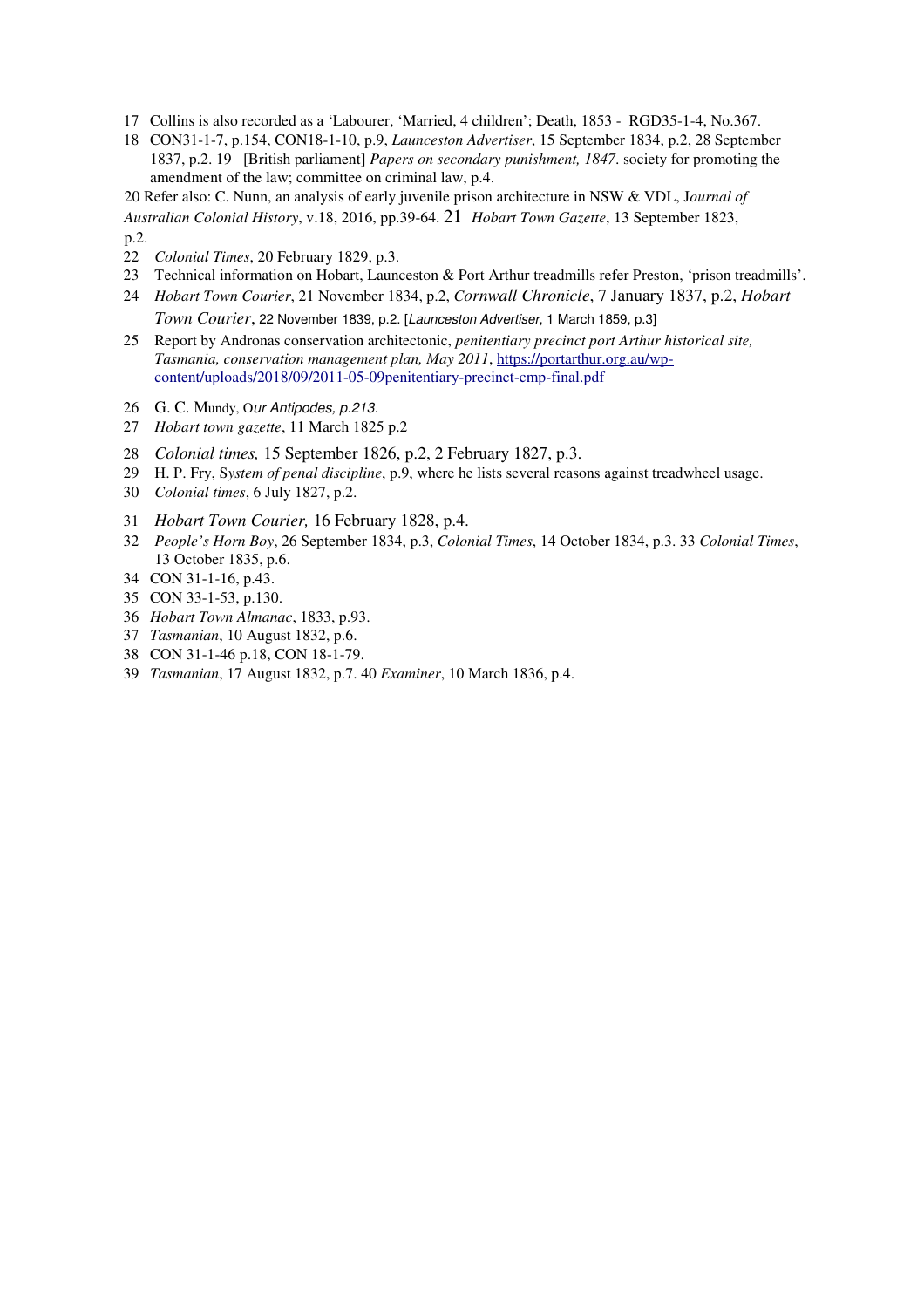17 Collins is also recorded as a 'Labourer, 'Married, 4 children'; Death, 1853 - RGD35-1-4, No.367.

18 CON31-1-7, p.154, CON18-1-10, p.9, *Launceston Advertiser*, 15 September 1834, p.2, 28 September 1837, p.2. 19 [British parliament] *Papers on secondary punishment, 1847*. society for promoting the amendment of the law; committee on criminal law, p.4.

20 Refer also: C. Nunn, an analysis of early juvenile prison architecture in NSW & VDL, J*ournal of Australian Colonial History*, v.18, 2016, pp.39-64. 21 *Hobart Town Gazette*, 13 September 1823, p.2.

22 *Colonial Times*, 20 February 1829, p.3.

23 Technical information on Hobart, Launceston & Port Arthur treadmills refer Preston, 'prison treadmills'.

24 *Hobart Town Courier*, 21 November 1834, p.2, *Cornwall Chronicle*, 7 January 1837, p.2, *Hobart Town Courier*, 22 November 1839, p.2. [*Launceston Advertiser*, 1 March 1859, p.3]

25 Report by Andronas conservation architectonic, *penitentiary precinct port Arthur historical site, Tasmania, conservation management plan, May 2011*, https://portarthur.org.au/wp-content/uploads/2018/09/2011-05-09penitentiary-precinct-cmp-final.pdf

26 G. C. Mundy, O*ur Antipodes, p.213.*

27 *Hobart town gazette*, 11 March 1825 p.2

28 *Colonial times,* 15 September 1826, p.2, 2 February 1827, p.3.

29 H. P. Fry, S*ystem of penal discipline*, p.9, where he lists several reasons against treadwheel usage.

30 *Colonial times*, 6 July 1827, p.2.

31 *Hobart Town Courier,* 16 February 1828, p.4.

32 *People's Horn Boy*, 26 September 1834, p.3, *Colonial Times*, 14 October 1834, p.3. 33 *Colonial Times*, 13 October 1835, p.6.

34 CON 31-1-16, p.43.

35 CON 33-1-53, p.130.

36 *Hobart Town Almanac*, 1833, p.93.

37 *Tasmanian*, 10 August 1832, p.6.

38 CON 31-1-46 p.18, CON 18-1-79.

39 *Tasmanian*, 17 August 1832, p.7. 40 *Examiner*, 10 March 1836, p.4.